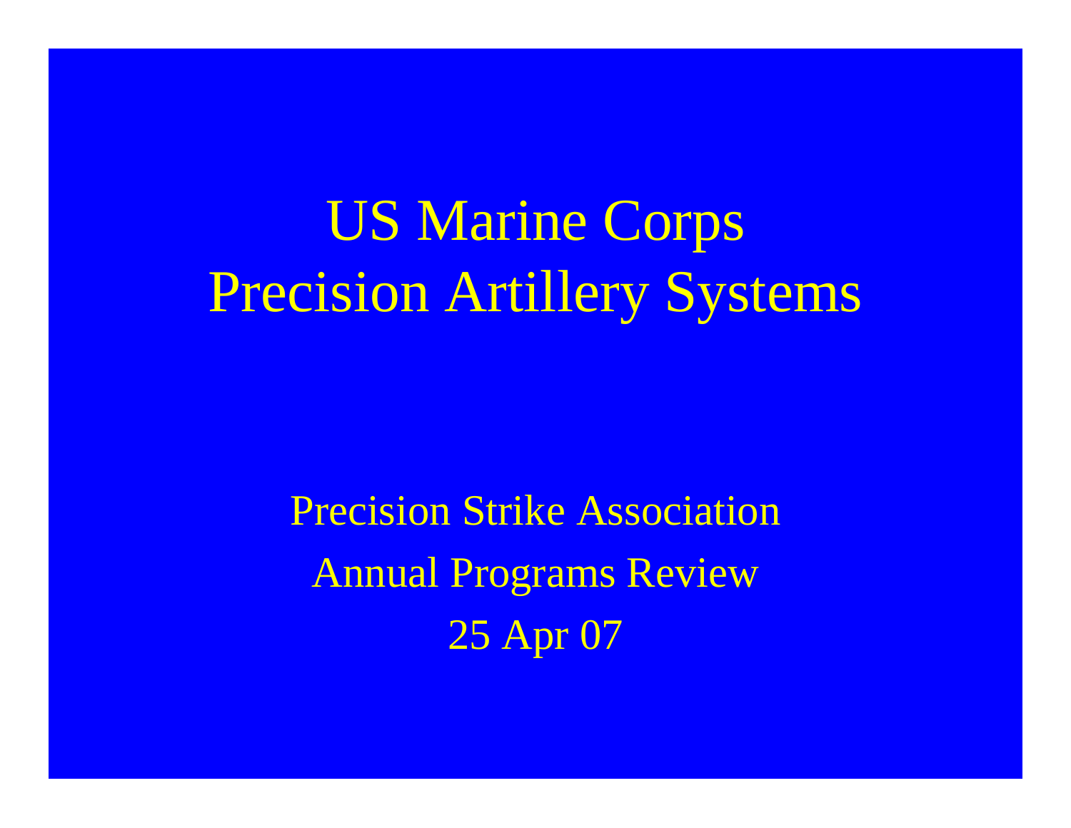# US Marine Corps Precision Artillery Systems

Precision Strike Association

Annual Programs Review

25 Apr 07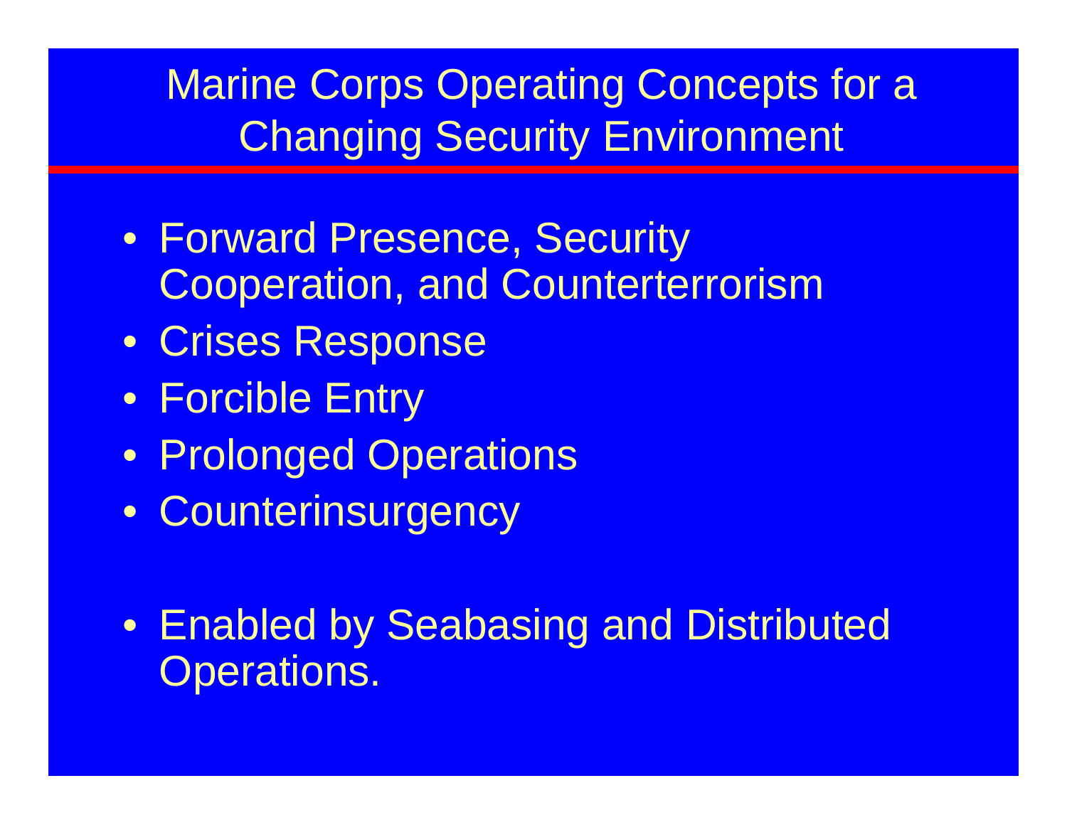# Marine Corps Operating Concepts for a Changing Security Environment

- Forward Presence, Security Cooperation, and Counterterrorism
- Crises Response
- Forcible Entry
- Prolonged Operations
- Counterinsurgency

- Enabled by Seabasing and Distributed Operations.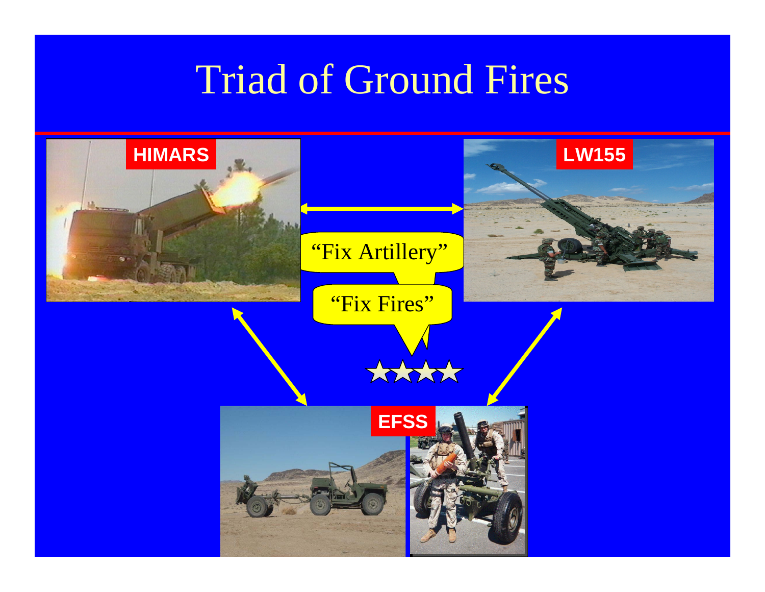# Triad of Ground Fires

HIMARS

LW155

"Fix Artillery"

"Fix Fires"

★★★★

EFSS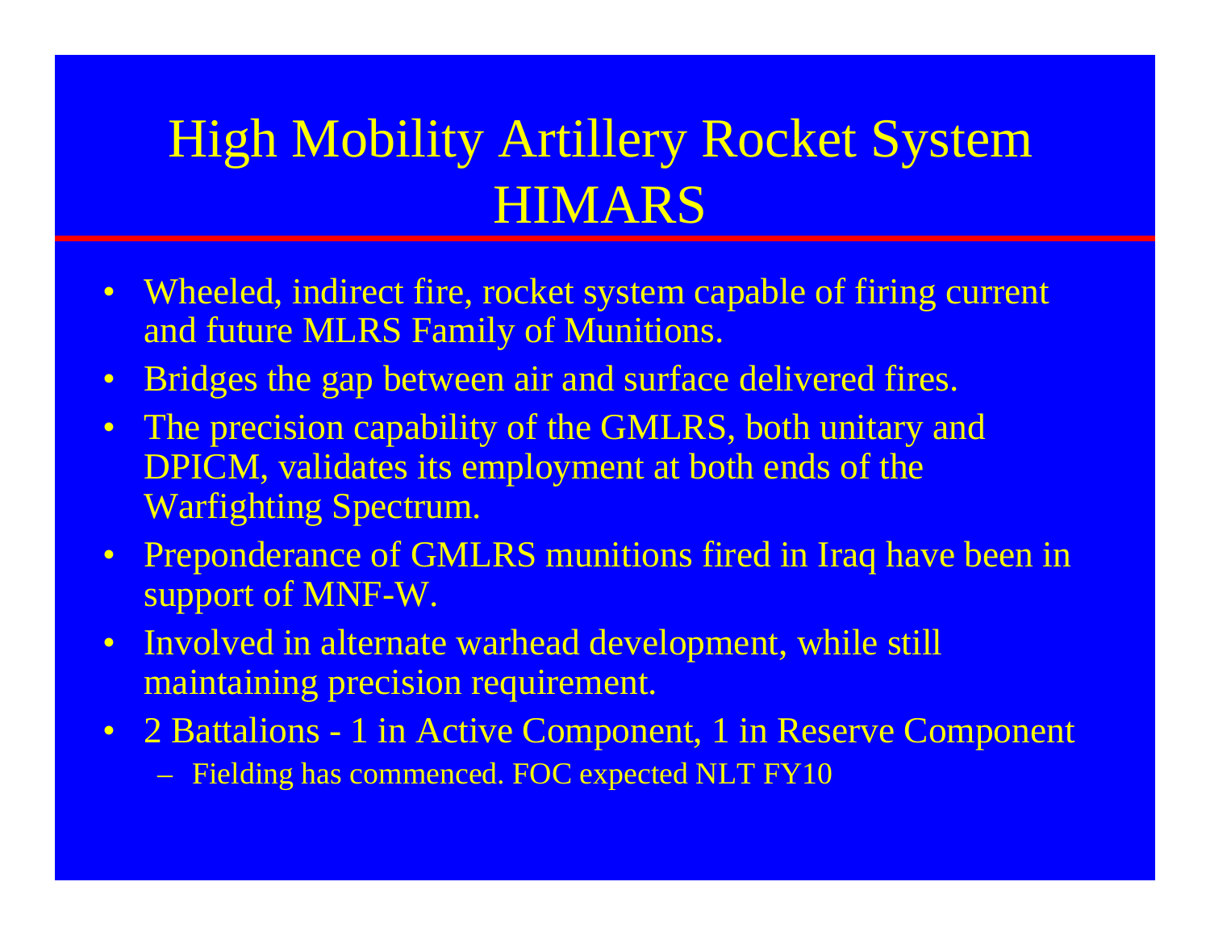# High Mobility Artillery Rocket System HIMARS

- Wheeled, indirect fire, rocket system capable of firing current and future MLRS Family of Munitions.
- Bridges the gap between air and surface delivered fires.
- The precision capability of the GMLRS, both unitary and DPICM, validates its employment at both ends of the Warfighting Spectrum.
- Preponderance of GMLRS munitions fired in Iraq have been in support of MNF-W.
- Involved in alternate warhead development, while still maintaining precision requirement.
- 2 Battalions - 1 in Active Component, 1 in Reserve Component
  - Fielding has commenced. FOC expected NLT FY10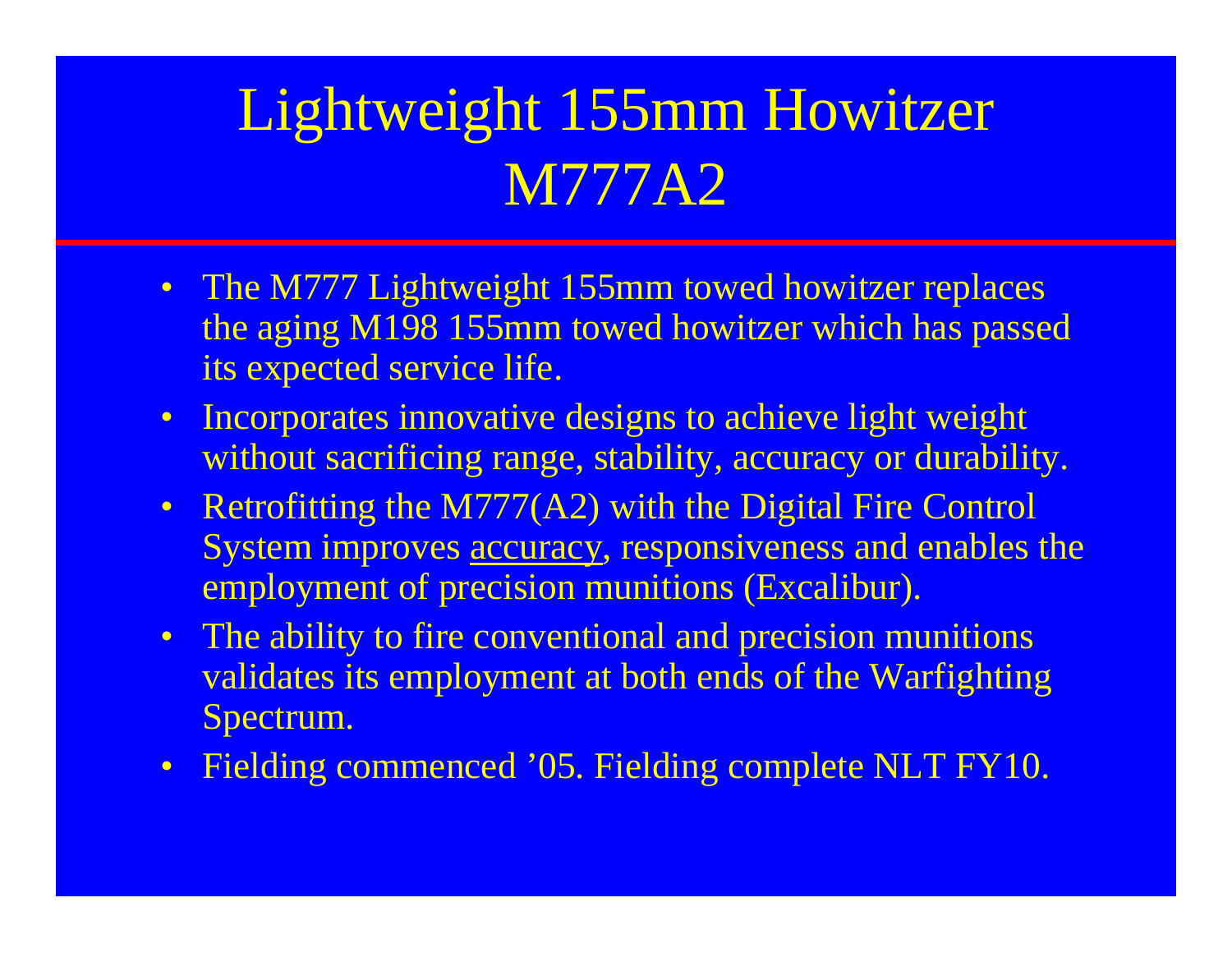# Lightweight 155mm Howitzer M777A2

- The M777 Lightweight 155mm towed howitzer replaces the aging M198 155mm towed howitzer which has passed its expected service life.
- Incorporates innovative designs to achieve light weight without sacrificing range, stability, accuracy or durability.
- Retrofitting the M777(A2) with the Digital Fire Control System improves <u>accuracy</u>, responsiveness and enables the employment of precision munitions (Excalibur).
- The ability to fire conventional and precision munitions validates its employment at both ends of the Warfighting Spectrum.
- Fielding commenced ’05. Fielding complete NLT FY10.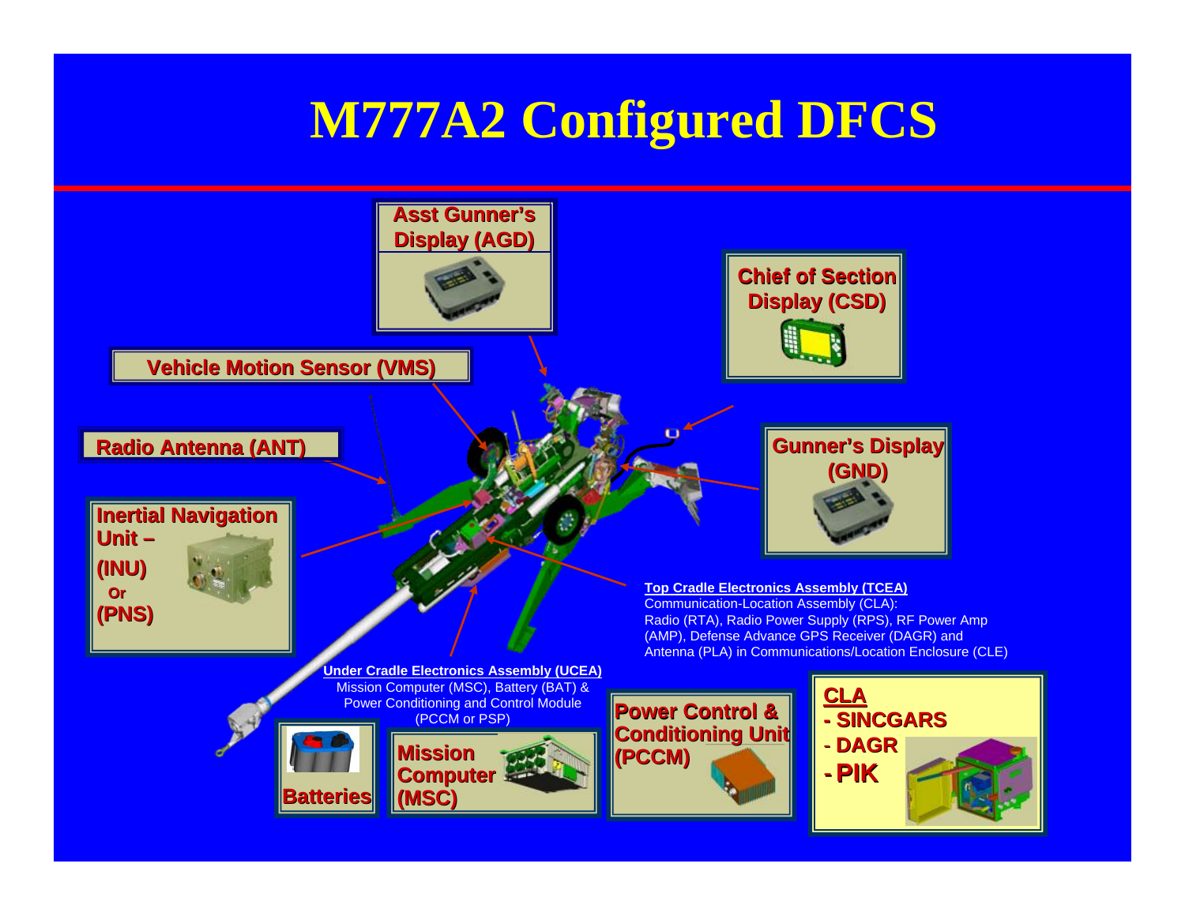# M777A2 Configured DFCS

**Asst Gunner's Display (AGD)**

**Chief of Section Display (CSD)**

**Vehicle Motion Sensor (VMS)**

**Radio Antenna (ANT)**

**Gunner's Display (GND)**

**Inertial Navigation Unit – (INU) Or (PNS)**

**Top Cradle Electronics Assembly (TCEA)**
Communication-Location Assembly (CLA): Radio (RTA), Radio Power Supply (RPS), RF Power Amp (AMP), Defense Advance GPS Receiver (DAGR) and Antenna (PLA) in Communications/Location Enclosure (CLE)

**Under Cradle Electronics Assembly (UCEA)**
Mission Computer (MSC), Battery (BAT) & Power Conditioning and Control Module (PCCM or PSP)

**Batteries**

**Mission Computer (MSC)**

**Power Control & Conditioning Unit (PCCM)**

**CLA**
- **SINCGARS**
- **DAGR**
- **PIK**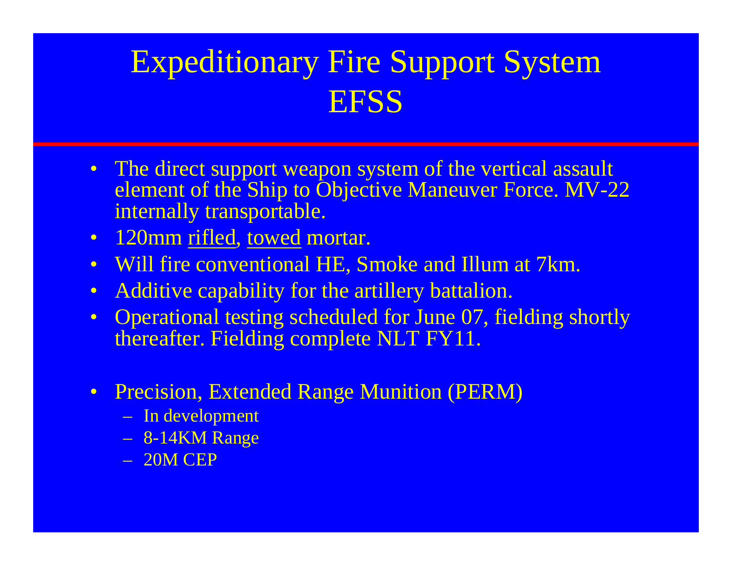# Expeditionary Fire Support System
# EFSS

- The direct support weapon system of the vertical assault element of the Ship to Objective Maneuver Force. MV-22 internally transportable.
- 120mm <u>rifled</u>, <u>towed</u> mortar.
- Will fire conventional HE, Smoke and Illum at 7km.
- Additive capability for the artillery battalion.
- Operational testing scheduled for June 07, fielding shortly thereafter. Fielding complete NLT FY11.

- Precision, Extended Range Munition (PERM)
  - In development
  - 8-14KM Range
  - 20M CEP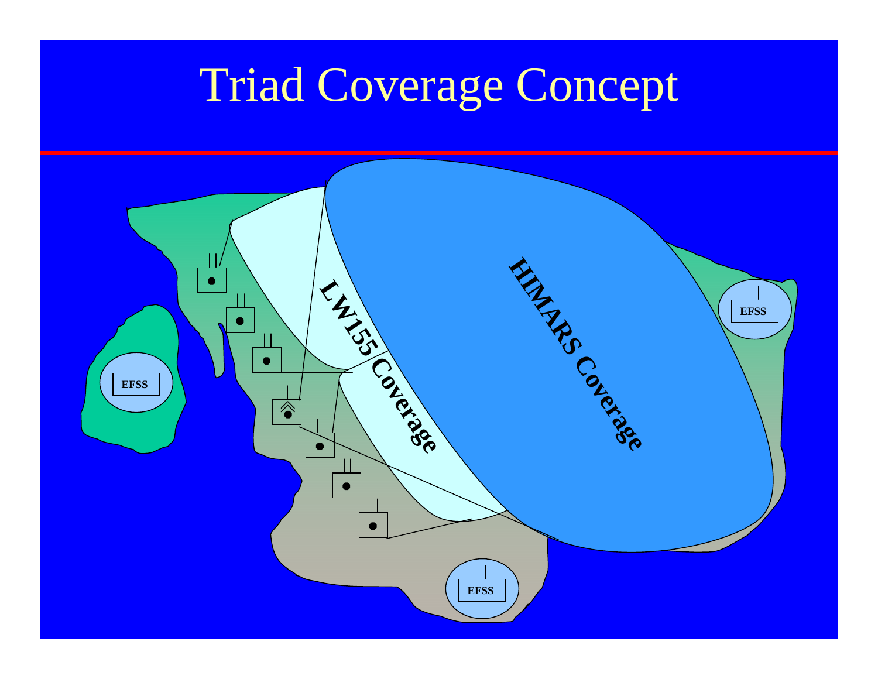# Triad Coverage Concept

LW155 Coverage

HIMARS Coverage

EFSS

EFSS

EFSS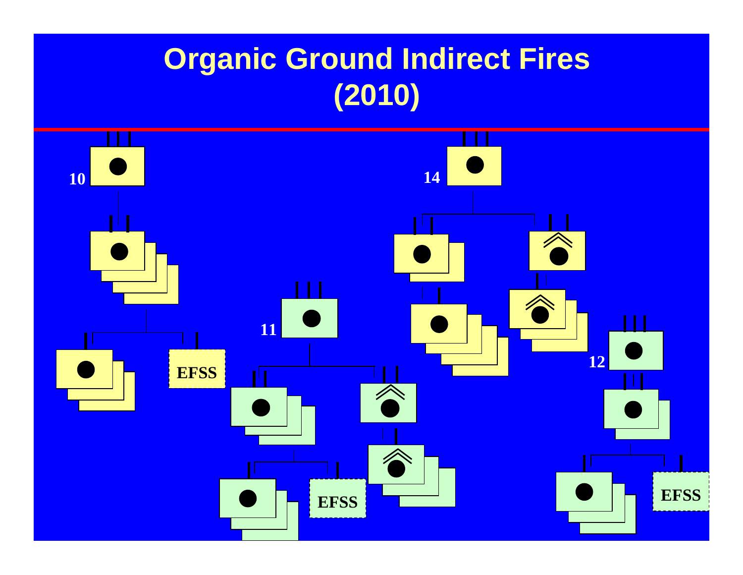# Organic Ground Indirect Fires (2010)

10

EFSS

11

EFSS

14

12

EFSS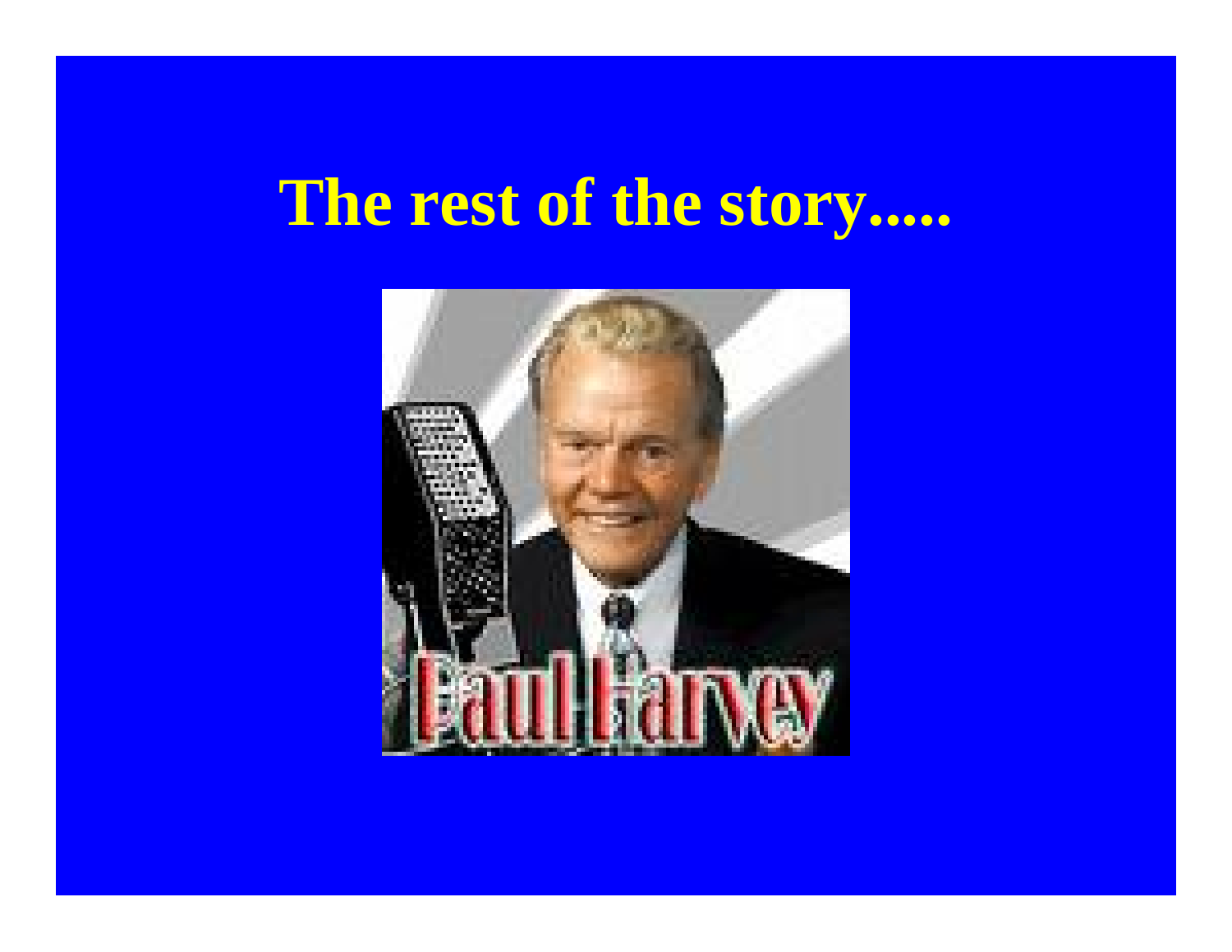# The rest of the story.....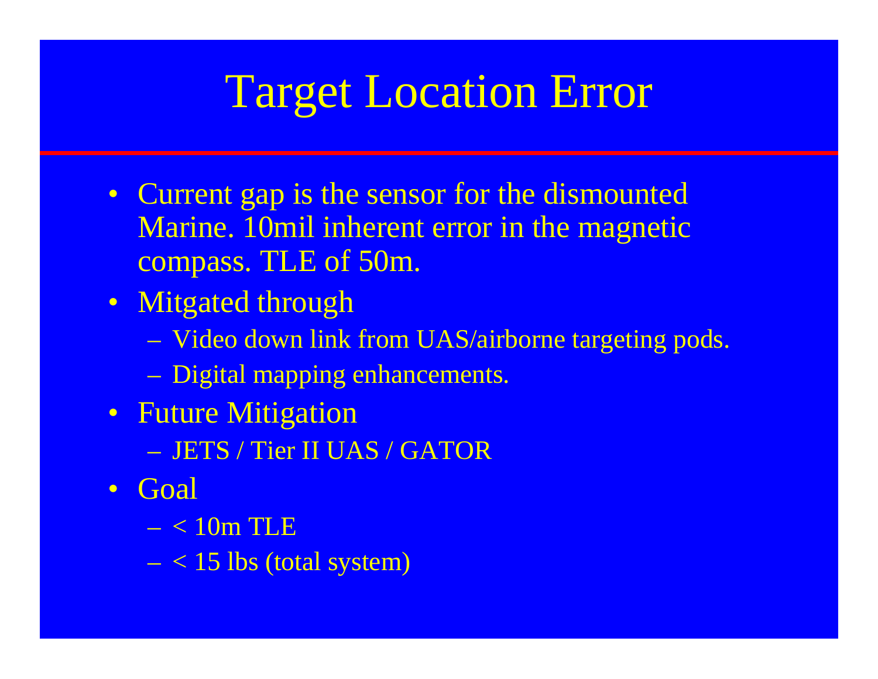# Target Location Error

- Current gap is the sensor for the dismounted Marine. 10mil inherent error in the magnetic compass. TLE of 50m.
- Mitgated through
  - Video down link from UAS/airborne targeting pods.
  - Digital mapping enhancements.
- Future Mitigation
  - JETS / Tier II UAS / GATOR
- Goal
  - < 10m TLE
  - < 15 lbs (total system)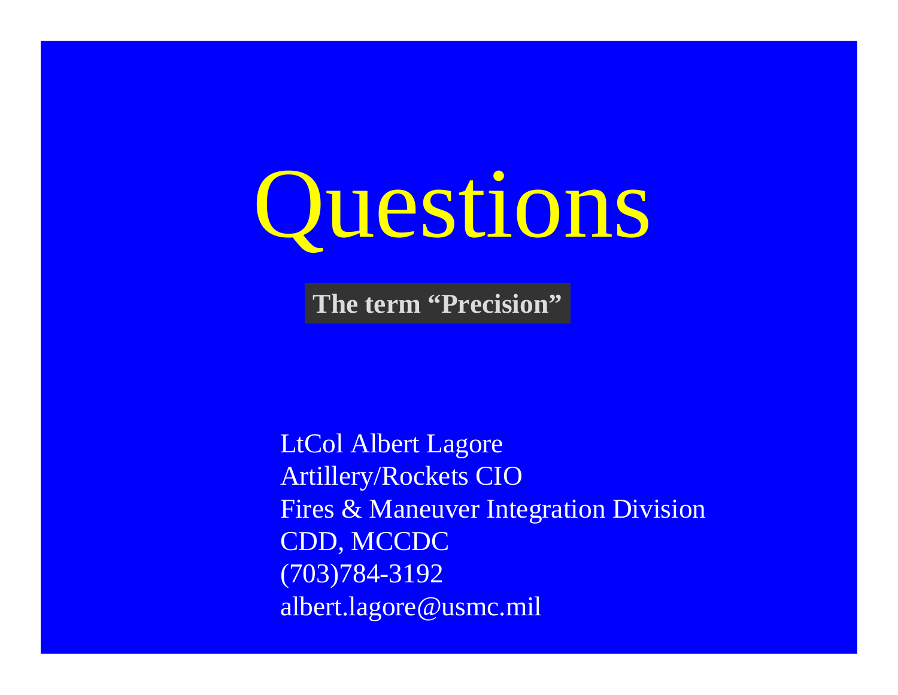# Questions

**The term "Precision"**

LtCol Albert Lagore
Artillery/Rockets CIO
Fires & Maneuver Integration Division
CDD, MCCDC
(703)784-3192
albert.lagore@usmc.mil